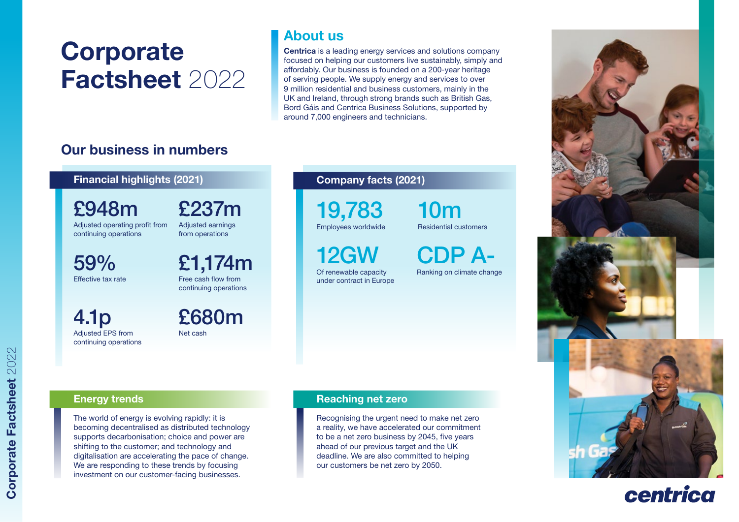# Corporate Factsheet 2022

## About us

**Centrica** is a leading energy services and solutions company focused on helping our customers live sustainably, simply and affordably. Our business is founded on a 200-year heritage of serving people. We supply energy and services to over 9 million residential and business customers, mainly in the UK and Ireland, through strong brands such as British Gas, Bord Gáis and Centrica Business Solutions, supported by around 7,000 engineers and technicians.

## Our business in numbers

### Financial highlights (2021)

**£948m**
Adjusted operating profit from continuing operations

**£237m**
Adjusted earnings from operations

**59%**
Effective tax rate

**£1,174m**
Free cash flow from continuing operations

**4.1p**
Adjusted EPS from continuing operations

**£680m**
Net cash

### Company facts (2021)

**19,783**
Employees worldwide

**10m**
Residential customers

**12GW**
Of renewable capacity under contract in Europe

**CDP A-**
Ranking on climate change

### Energy trends

The world of energy is evolving rapidly: it is becoming decentralised as distributed technology supports decarbonisation; choice and power are shifting to the customer; and technology and digitalisation are accelerating the pace of change. We are responding to these trends by focusing investment on our customer-facing businesses.

### Reaching net zero

Recognising the urgent need to make net zero a reality, we have accelerated our commitment to be a net zero business by 2045, five years ahead of our previous target and the UK deadline. We are also committed to helping our customers be net zero by 2050.

centrica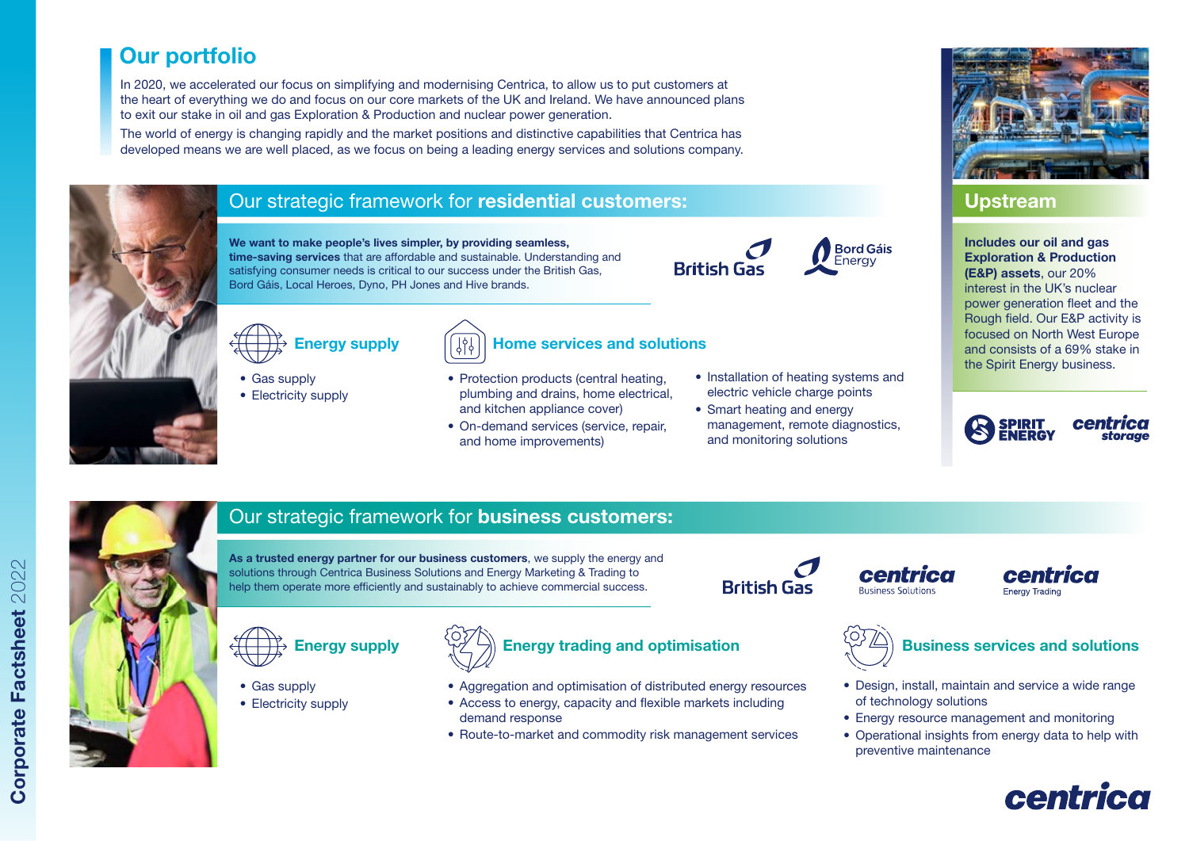# Our portfolio

In 2020, we accelerated our focus on simplifying and modernising Centrica, to allow us to put customers at the heart of everything we do and focus on our core markets of the UK and Ireland. We have announced plans to exit our stake in oil and gas Exploration & Production and nuclear power generation.

The world of energy is changing rapidly and the market positions and distinctive capabilities that Centrica has developed means we are well placed, as we focus on being a leading energy services and solutions company.

## Our strategic framework for **residential customers:**

**We want to make people's lives simpler, by providing seamless, time-saving services** that are affordable and sustainable. Understanding and satisfying consumer needs is critical to our success under the British Gas, Bord Gáis, Local Heroes, Dyno, PH Jones and Hive brands.

British Gas | Bord Gáis Energy

### Energy supply

- Gas supply
- Electricity supply

### Home services and solutions

- Protection products (central heating, plumbing and drains, home electrical, and kitchen appliance cover)
- On-demand services (service, repair, and home improvements)
- Installation of heating systems and electric vehicle charge points
- Smart heating and energy management, remote diagnostics, and monitoring solutions

## Upstream

**Includes our oil and gas Exploration & Production (E&P) assets**, our 20% interest in the UK's nuclear power generation fleet and the Rough field. Our E&P activity is focused on North West Europe and consists of a 69% stake in the Spirit Energy business.

Spirit Energy | centrica storage

## Our strategic framework for **business customers:**

**As a trusted energy partner for our business customers**, we supply the energy and solutions through Centrica Business Solutions and Energy Marketing & Trading to help them operate more efficiently and sustainably to achieve commercial success.

British Gas | centrica Business Solutions | centrica Energy Trading

### Energy supply

- Gas supply
- Electricity supply

### Energy trading and optimisation

- Aggregation and optimisation of distributed energy resources
- Access to energy, capacity and flexible markets including demand response
- Route-to-market and commodity risk management services

### Business services and solutions

- Design, install, maintain and service a wide range of technology solutions
- Energy resource management and monitoring
- Operational insights from energy data to help with preventive maintenance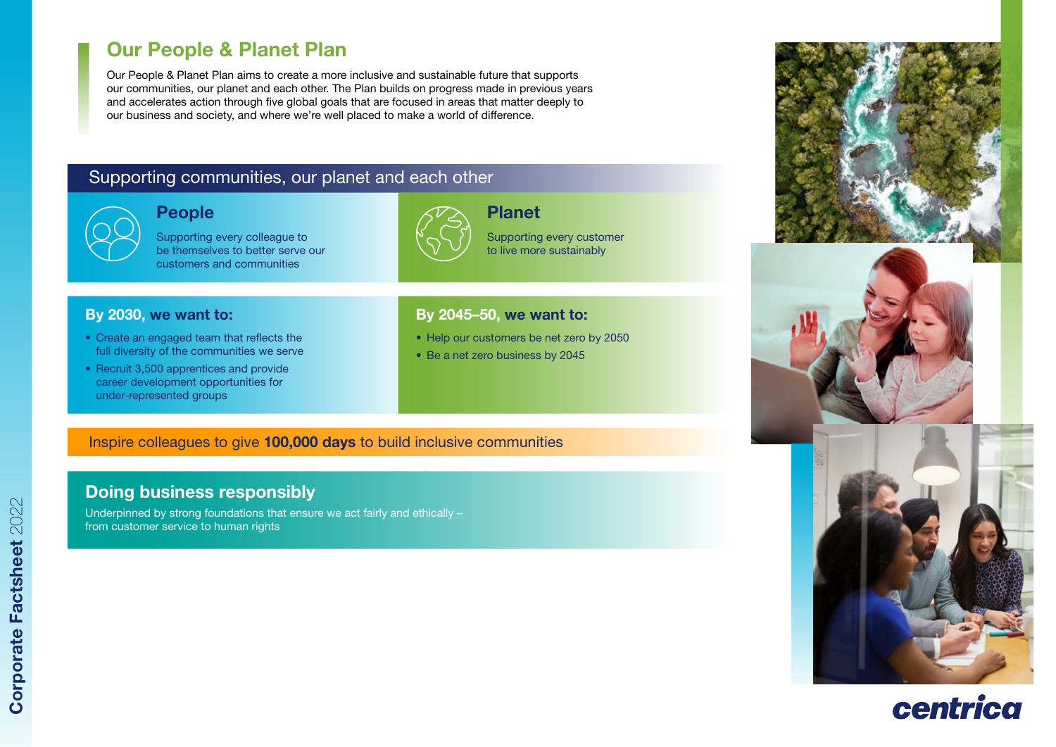## Our People & Planet Plan

Our People & Planet Plan aims to create a more inclusive and sustainable future that supports our communities, our planet and each other. The Plan builds on progress made in previous years and accelerates action through five global goals that are focused in areas that matter deeply to our business and society, and where we're well placed to make a world of difference.

### Supporting communities, our planet and each other

#### People

Supporting every colleague to be themselves to better serve our customers and communities

**By 2030, we want to:**

- Create an engaged team that reflects the full diversity of the communities we serve
- Recruit 3,500 apprentices and provide career development opportunities for under-represented groups

#### Planet

Supporting every customer to live more sustainably

**By 2045–50, we want to:**

- Help our customers be net zero by 2050
- Be a net zero business by 2045

Inspire colleagues to give **100,000 days** to build inclusive communities

### Doing business responsibly

Underpinned by strong foundations that ensure we act fairly and ethically – from customer service to human rights